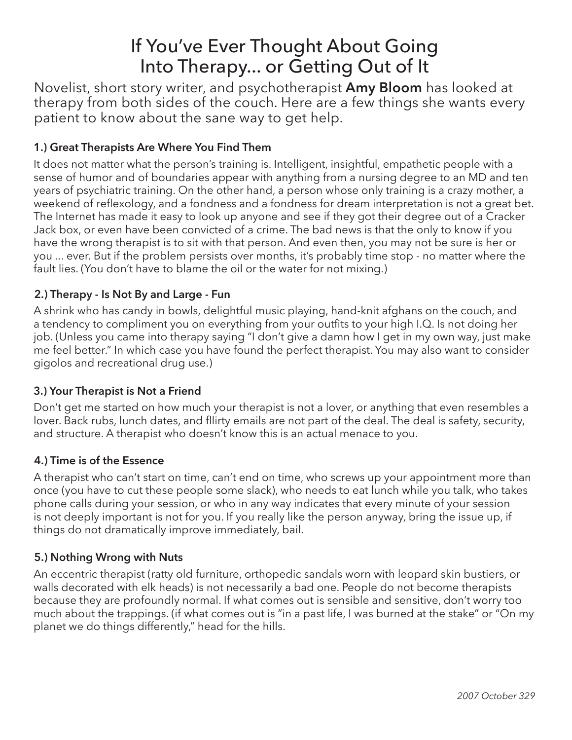# If You've Ever Thought About Going Into Therapy... or Getting Out of It

Novelist, short story writer, and psychotherapist **Amy Bloom** has looked at therapy from both sides of the couch. Here are a few things she wants every patient to know about the sane way to get help.

### 1.) Great Therapists Are Where You Find Them

It does not matter what the person's training is. Intelligent, insightful, empathetic people with a sense of humor and of boundaries appear with anything from a nursing degree to an MD and ten years of psychiatric training. On the other hand, a person whose only training is a crazy mother, a weekend of reflexology, and a fondness and a fondness for dream interpretation is not a great bet. The Internet has made it easy to look up anyone and see if they got their degree out of a Cracker Jack box, or even have been convicted of a crime. The bad news is that the only to know if you have the wrong therapist is to sit with that person. And even then, you may not be sure is her or you ... ever. But if the problem persists over months, it's probably time stop - no matter where the fault lies. (You don't have to blame the oil or the water for not mixing.)

### 2.) Therapy - Is Not By and Large - Fun

A shrink who has candy in bowls, delightful music playing, hand-knit afghans on the couch, and a tendency to compliment you on everything from your outfits to your high I.Q. Is not doing her job. (Unless you came into therapy saying "I don't give a damn how I get in my own way, just make me feel better." In which case you have found the perfect therapist. You may also want to consider gigolos and recreational drug use.)

### 3.) Your Therapist is Not a Friend

Don't get me started on how much your therapist is not a lover, or anything that even resembles a lover. Back rubs, lunch dates, and fllirty emails are not part of the deal. The deal is safety, security, and structure. A therapist who doesn't know this is an actual menace to you.

### 4.) Time is of the Essence

A therapist who can't start on time, can't end on time, who screws up your appointment more than once (you have to cut these people some slack), who needs to eat lunch while you talk, who takes phone calls during your session, or who in any way indicates that every minute of your session is not deeply important is not for you. If you really like the person anyway, bring the issue up, if things do not dramatically improve immediately, bail.

### 5.) Nothing Wrong with Nuts

An eccentric therapist (ratty old furniture, orthopedic sandals worn with leopard skin bustiers, or walls decorated with elk heads) is not necessarily a bad one. People do not become therapists because they are profoundly normal. If what comes out is sensible and sensitive, don't worry too much about the trappings. (if what comes out is "in a past life, I was burned at the stake" or "On my planet we do things differently," head for the hills.

*2007 October 329*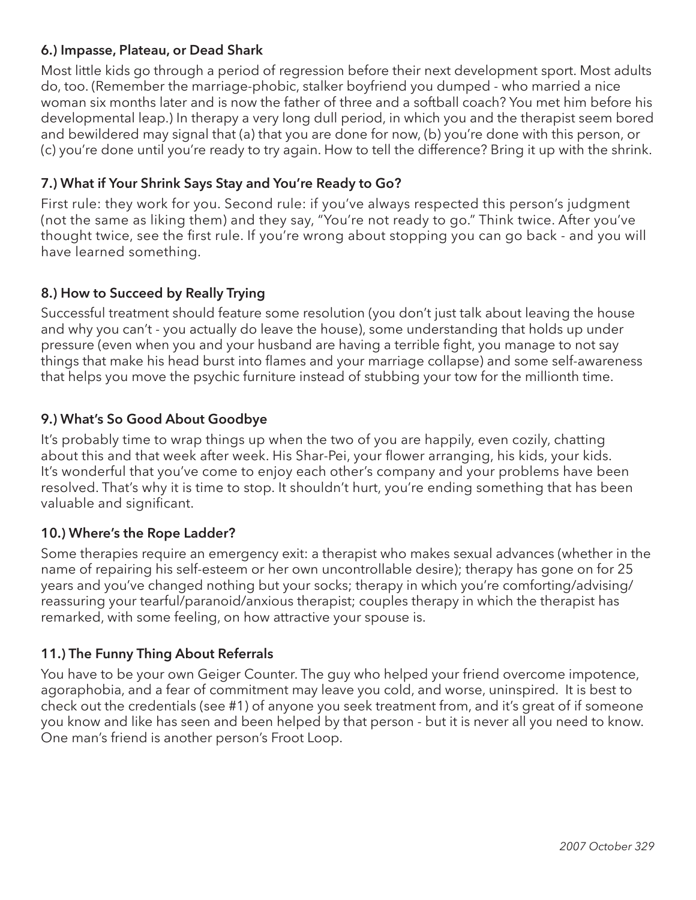### 6.) Impasse, Plateau, or Dead Shark

Most little kids go through a period of regression before their next development sport. Most adults do, too. (Remember the marriage-phobic, stalker boyfriend you dumped - who married a nice woman six months later and is now the father of three and a softball coach? You met him before his developmental leap.) In therapy a very long dull period, in which you and the therapist seem bored and bewildered may signal that (a) that you are done for now, (b) you're done with this person, or (c) you're done until you're ready to try again. How to tell the difference? Bring it up with the shrink.

### 7.) What if Your Shrink Says Stay and You're Ready to Go?

First rule: they work for you. Second rule: if you've always respected this person's judgment (not the same as liking them) and they say, "You're not ready to go." Think twice. After you've thought twice, see the first rule. If you're wrong about stopping you can go back - and you will have learned something.

### 8.) How to Succeed by Really Trying

Successful treatment should feature some resolution (you don't just talk about leaving the house and why you can't - you actually do leave the house), some understanding that holds up under pressure (even when you and your husband are having a terrible fight, you manage to not say things that make his head burst into flames and your marriage collapse) and some self-awareness that helps you move the psychic furniture instead of stubbing your tow for the millionth time.

### 9.) What's So Good About Goodbye

It's probably time to wrap things up when the two of you are happily, even cozily, chatting about this and that week after week. His Shar-Pei, your flower arranging, his kids, your kids. It's wonderful that you've come to enjoy each other's company and your problems have been resolved. That's why it is time to stop. It shouldn't hurt, you're ending something that has been valuable and significant.

### 10.) Where's the Rope Ladder?

Some therapies require an emergency exit: a therapist who makes sexual advances (whether in the name of repairing his self-esteem or her own uncontrollable desire); therapy has gone on for 25 years and you've changed nothing but your socks; therapy in which you're comforting/advising/reassuring your tearful/paranoid/anxious therapist; couples therapy in which the therapist has remarked, with some feeling, on how attractive your spouse is.

### 11.) The Funny Thing About Referrals

You have to be your own Geiger Counter. The guy who helped your friend overcome impotence, agoraphobia, and a fear of commitment may leave you cold, and worse, uninspired. It is best to check out the credentials (see #1) of anyone you seek treatment from, and it's great of if someone you know and like has seen and been helped by that person - but it is never all you need to know. One man's friend is another person's Froot Loop.